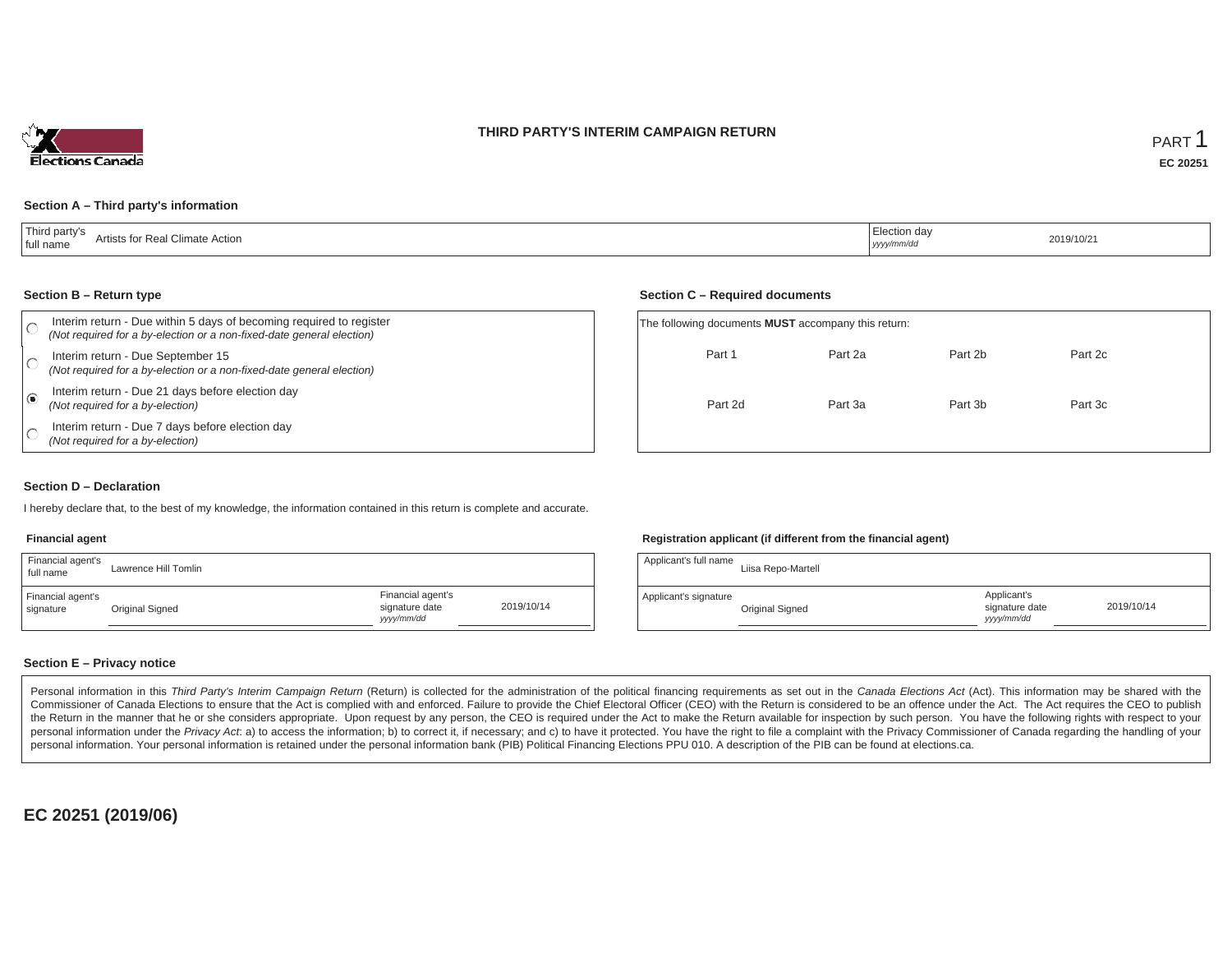# THIRD PARTY'S INTERIM CAMPAIGN RETURN

PART 1

**EC 20251**

### Section A – Third party's information

| Third party's full name | Artists for Real Climate Action | Election day *yyyy/mm/dd* | 2019/10/21 |
|---|---|---|---|

### Section B – Return type

- ◯ Interim return - Due within 5 days of becoming required to register *(Not required for a by-election or a non-fixed-date general election)*
- ◯ Interim return - Due September 15 *(Not required for a by-election or a non-fixed-date general election)*
- ◉ Interim return - Due 21 days before election day *(Not required for a by-election)*
- ◯ Interim return - Due 7 days before election day *(Not required for a by-election)*

### Section C – Required documents

The following documents **MUST** accompany this return:

| | | | |
|---|---|---|---|
| Part 1 | Part 2a | Part 2b | Part 2c |
| Part 2d | Part 3a | Part 3b | Part 3c |

### Section D – Declaration

I hereby declare that, to the best of my knowledge, the information contained in this return is complete and accurate.

**Financial agent**

| Financial agent's full name | Lawrence Hill Tomlin | | |
|---|---|---|---|
| Financial agent's signature | Original Signed | Financial agent's signature date *yyyy/mm/dd* | 2019/10/14 |

**Registration applicant (if different from the financial agent)**

| Applicant's full name | Liisa Repo-Martell | | |
|---|---|---|---|
| Applicant's signature | Original Signed | Applicant's signature date *yyyy/mm/dd* | 2019/10/14 |

### Section E – Privacy notice

Personal information in this *Third Party's Interim Campaign Return* (Return) is collected for the administration of the political financing requirements as set out in the *Canada Elections Act* (Act). This information may be shared with the Commissioner of Canada Elections to ensure that the Act is complied with and enforced. Failure to provide the Chief Electoral Officer (CEO) with the Return is considered to be an offence under the Act. The Act requires the CEO to publish the Return in the manner that he or she considers appropriate. Upon request by any person, the CEO is required under the Act to make the Return available for inspection by such person. You have the following rights with respect to your personal information under the *Privacy Act*: a) to access the information; b) to correct it, if necessary; and c) to have it protected. You have the right to file a complaint with the Privacy Commissioner of Canada regarding the handling of your personal information. Your personal information is retained under the personal information bank (PIB) Political Financing Elections PPU 010. A description of the PIB can be found at elections.ca.

**EC 20251 (2019/06)**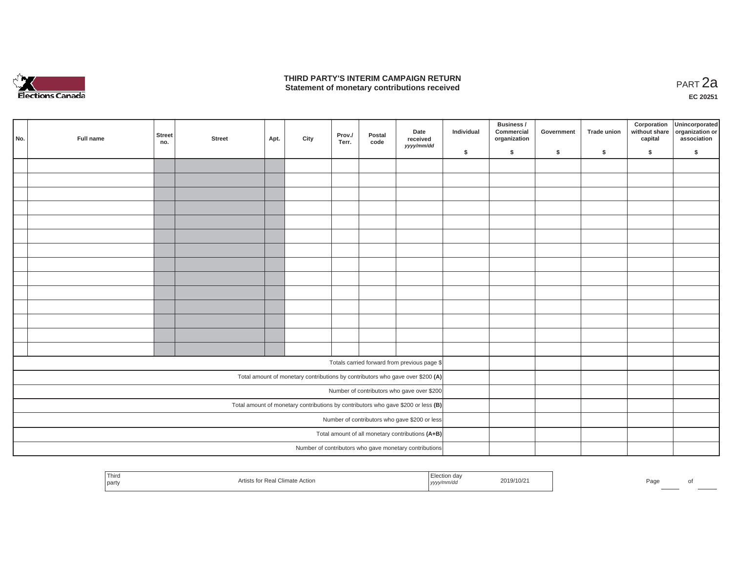# THIRD PARTY'S INTERIM CAMPAIGN RETURN
## Statement of monetary contributions received

PART 2a

**EC 20251**

| No. | Full name | Street no. | Street | Apt. | City | Prov./ Terr. | Postal code | Date received *yyyy/mm/dd* | Individual $ | Business / Commercial organization $ | Government $ | Trade union $ | Corporation without share capital $ | Unincorporated organization or association $ |
|---|---|---|---|---|---|---|---|---|---|---|---|---|---|---|
| | | | | | | | | | | | | | | |
| | | | | | | | | | | | | | | |
| | | | | | | | | | | | | | | |
| | | | | | | | | | | | | | | |
| | | | | | | | | | | | | | | |
| | | | | | | | | | | | | | | |
| | | | | | | | | | | | | | | |
| | | | | | | | | | | | | | | |
| | | | | | | | | | | | | | | |
| | | | | | | | | | | | | | | |
| | | | | | | | | | | | | | | |
| | | | | | | | | | | | | | | |
| | | | | | | | | | | | | | | |
| | | | | | | | | | | | | | | |
| Totals carried forward from previous page $ | | | | | | | | | | | | | | |
| Total amount of monetary contributions by contributors who gave over $200 **(A)** | | | | | | | | | | | | | | |
| Number of contributors who gave over $200 | | | | | | | | | | | | | | |
| Total amount of monetary contributions by contributors who gave $200 or less **(B)** | | | | | | | | | | | | | | |
| Number of contributors who gave $200 or less | | | | | | | | | | | | | | |
| Total amount of all monetary contributions **(A+B)** | | | | | | | | | | | | | | |
| Number of contributors who gave monetary contributions | | | | | | | | | | | | | | |

| Third party | Artists for Real Climate Action | Election day *yyyy/mm/dd* | 2019/10/21 |
|---|---|---|---|

Page ____ of ____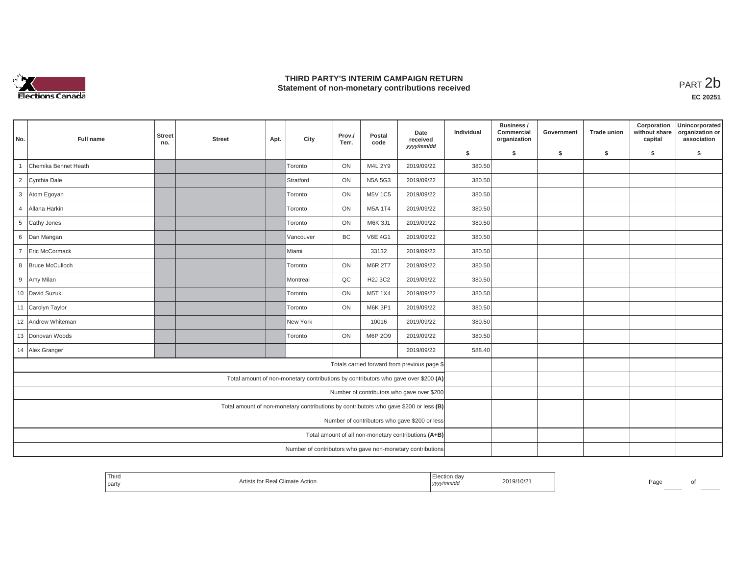# THIRD PARTY'S INTERIM CAMPAIGN RETURN
## Statement of non-monetary contributions received

PART 2b

**EC 20251**

| No. | Full name | Street no. | Street | Apt. | City | Prov./ Terr. | Postal code | Date received yyyy/mm/dd | Individual $ | Business / Commercial organization $ | Government $ | Trade union $ | Corporation without share capital $ | Unincorporated organization or association $ |
|---|---|---|---|---|---|---|---|---|---|---|---|---|---|---|
| 1 | Chemika Bennet Heath | | | | Toronto | ON | M4L 2Y9 | 2019/09/22 | 380.50 | | | | | |
| 2 | Cynthia Dale | | | | Stratford | ON | N5A 5G3 | 2019/09/22 | 380.50 | | | | | |
| 3 | Atom Egoyan | | | | Toronto | ON | M5V 1C5 | 2019/09/22 | 380.50 | | | | | |
| 4 | Allana Harkin | | | | Toronto | ON | M5A 1T4 | 2019/09/22 | 380.50 | | | | | |
| 5 | Cathy Jones | | | | Toronto | ON | M6K 3J1 | 2019/09/22 | 380.50 | | | | | |
| 6 | Dan Mangan | | | | Vancouver | BC | V6E 4G1 | 2019/09/22 | 380.50 | | | | | |
| 7 | Eric McCormack | | | | Miami | | 33132 | 2019/09/22 | 380.50 | | | | | |
| 8 | Bruce McCulloch | | | | Toronto | ON | M6R 2T7 | 2019/09/22 | 380.50 | | | | | |
| 9 | Amy Milan | | | | Montreal | QC | H2J 3C2 | 2019/09/22 | 380.50 | | | | | |
| 10 | David Suzuki | | | | Toronto | ON | M5T 1X4 | 2019/09/22 | 380.50 | | | | | |
| 11 | Carolyn Taylor | | | | Toronto | ON | M6K 3P1 | 2019/09/22 | 380.50 | | | | | |
| 12 | Andrew Whiteman | | | | New York | | 10016 | 2019/09/22 | 380.50 | | | | | |
| 13 | Donovan Woods | | | | Toronto | ON | M6P 2O9 | 2019/09/22 | 380.50 | | | | | |
| 14 | Alex Granger | | | | | | | 2019/09/22 | 588.40 | | | | | |
| | Totals carried forward from previous page $ | | | | | | | | | | | | | |
| | Total amount of non-monetary contributions by contributors who gave over $200 **(A)** | | | | | | | | | | | | | |
| | Number of contributors who gave over $200 | | | | | | | | | | | | | |
| | Total amount of non-monetary contributions by contributors who gave $200 or less **(B)** | | | | | | | | | | | | | |
| | Number of contributors who gave $200 or less | | | | | | | | | | | | | |
| | Total amount of all non-monetary contributions **(A+B)** | | | | | | | | | | | | | |
| | Number of contributors who gave non-monetary contributions | | | | | | | | | | | | | |

| Third party | Artists for Real Climate Action | Election day yyyy/mm/dd | 2019/10/21 |
|---|---|---|---|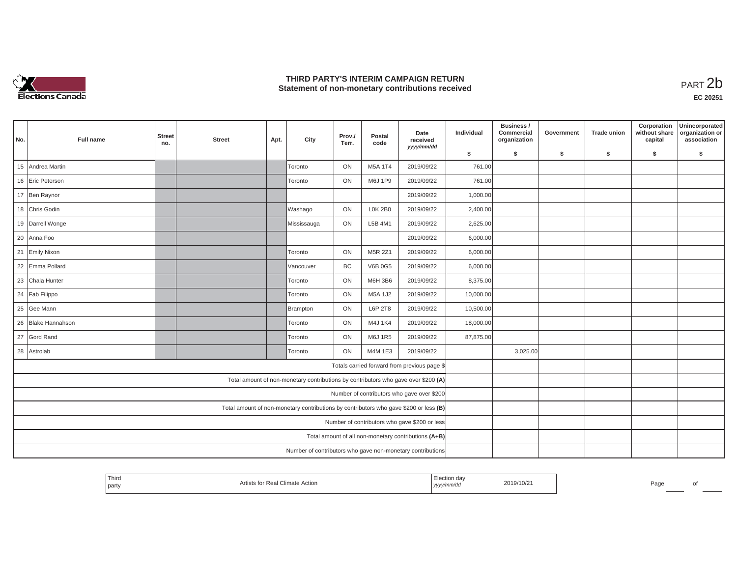# THIRD PARTY'S INTERIM CAMPAIGN RETURN
## Statement of non-monetary contributions received

PART 2b

**EC 20251**

| No. | Full name | Street no. | Street | Apt. | City | Prov./ Terr. | Postal code | Date received yyyy/mm/dd | Individual $ | Business / Commercial organization $ | Government $ | Trade union $ | Corporation without share capital $ | Unincorporated organization or association $ |
|---|---|---|---|---|---|---|---|---|---|---|---|---|---|---|
| 15 | Andrea Martin | | | | Toronto | ON | M5A 1T4 | 2019/09/22 | 761.00 | | | | | |
| 16 | Eric Peterson | | | | Toronto | ON | M6J 1P9 | 2019/09/22 | 761.00 | | | | | |
| 17 | Ben Raynor | | | | | | | 2019/09/22 | 1,000.00 | | | | | |
| 18 | Chris Godin | | | | Washago | ON | L0K 2B0 | 2019/09/22 | 2,400.00 | | | | | |
| 19 | Darrell Wonge | | | | Mississauga | ON | L5B 4M1 | 2019/09/22 | 2,625.00 | | | | | |
| 20 | Anna Foo | | | | | | | 2019/09/22 | 6,000.00 | | | | | |
| 21 | Emily Nixon | | | | Toronto | ON | M5R 2Z1 | 2019/09/22 | 6,000.00 | | | | | |
| 22 | Emma Pollard | | | | Vancouver | BC | V6B 0G5 | 2019/09/22 | 6,000.00 | | | | | |
| 23 | Chala Hunter | | | | Toronto | ON | M6H 3B6 | 2019/09/22 | 8,375.00 | | | | | |
| 24 | Fab Filippo | | | | Toronto | ON | M5A 1J2 | 2019/09/22 | 10,000.00 | | | | | |
| 25 | Gee Mann | | | | Brampton | ON | L6P 2T8 | 2019/09/22 | 10,500.00 | | | | | |
| 26 | Blake Hannahson | | | | Toronto | ON | M4J 1K4 | 2019/09/22 | 18,000.00 | | | | | |
| 27 | Gord Rand | | | | Toronto | ON | M6J 1R5 | 2019/09/22 | 87,875.00 | | | | | |
| 28 | Astrolab | | | | Toronto | ON | M4M 1E3 | 2019/09/22 | | 3,025.00 | | | | |
| | Totals carried forward from previous page $ | | | | | | | | | | | | | |
| | Total amount of non-monetary contributions by contributors who gave over $200 (A) | | | | | | | | | | | | | |
| | Number of contributors who gave over $200 | | | | | | | | | | | | | |
| | Total amount of non-monetary contributions by contributors who gave $200 or less (B) | | | | | | | | | | | | | |
| | Number of contributors who gave $200 or less | | | | | | | | | | | | | |
| | Total amount of all non-monetary contributions (A+B) | | | | | | | | | | | | | |
| | Number of contributors who gave non-monetary contributions | | | | | | | | | | | | | |

| Third party | Artists for Real Climate Action | Election day yyyy/mm/dd | 2019/10/21 |
|---|---|---|---|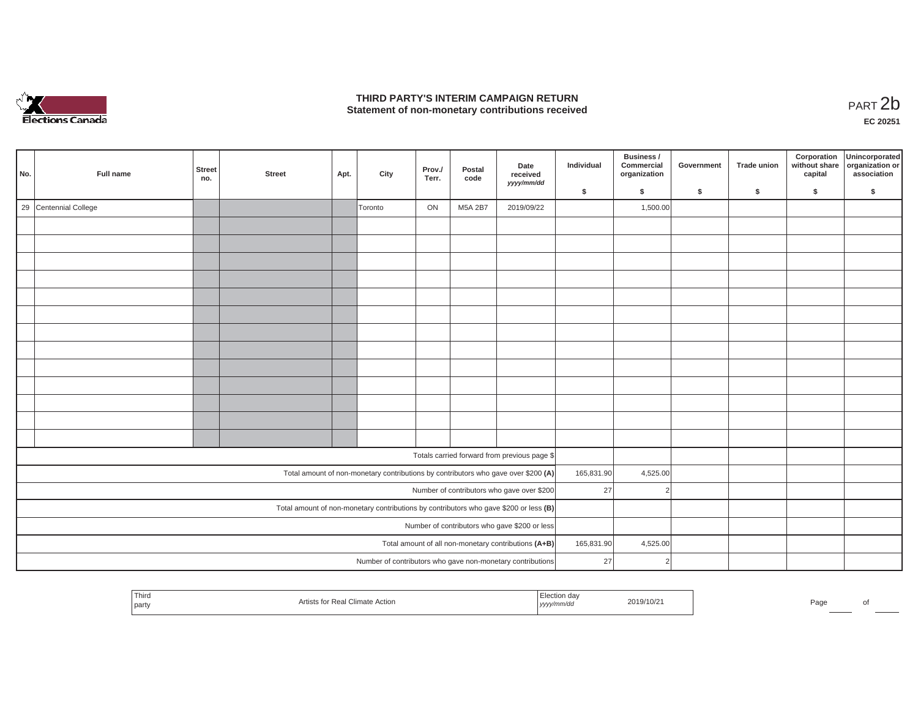# THIRD PARTY'S INTERIM CAMPAIGN RETURN
## Statement of non-monetary contributions received

PART 2b

**EC 20251**

| No. | Full name | Street no. | Street | Apt. | City | Prov./ Terr. | Postal code | Date received yyyy/mm/dd | Individual $ | Business / Commercial organization $ | Government $ | Trade union $ | Corporation without share capital $ | Unincorporated organization or association $ |
|---|---|---|---|---|---|---|---|---|---|---|---|---|---|---|
| 29 | Centennial College | | | | Toronto | ON | M5A 2B7 | 2019/09/22 | | 1,500.00 | | | | |
| | | | | | | | | | | | | | | |
| | | | | | | | | | | | | | | |
| | | | | | | | | | | | | | | |
| | | | | | | | | | | | | | | |
| | | | | | | | | | | | | | | |
| | | | | | | | | | | | | | | |
| | | | | | | | | | | | | | | |
| | | | | | | | | | | | | | | |
| | | | | | | | | | | | | | | |
| | | | | | | | | | | | | | | |
| | | | | | | | | | | | | | | |
| | | | | | | | | | | | | | | |
| | | | | | | | | | | | | | | |
| Totals carried forward from previous page $ | | | | | | | | | | | | | | |
| Total amount of non-monetary contributions by contributors who gave over $200 **(A)** | | | | | | | | | 165,831.90 | 4,525.00 | | | | |
| Number of contributors who gave over $200 | | | | | | | | | 27 | 2 | | | | |
| Total amount of non-monetary contributions by contributors who gave $200 or less **(B)** | | | | | | | | | | | | | | |
| Number of contributors who gave $200 or less | | | | | | | | | | | | | | |
| Total amount of all non-monetary contributions **(A+B)** | | | | | | | | | 165,831.90 | 4,525.00 | | | | |
| Number of contributors who gave non-monetary contributions | | | | | | | | | 27 | 2 | | | | |

| Third party | Artists for Real Climate Action | Election day yyyy/mm/dd | 2019/10/21 |
|---|---|---|---|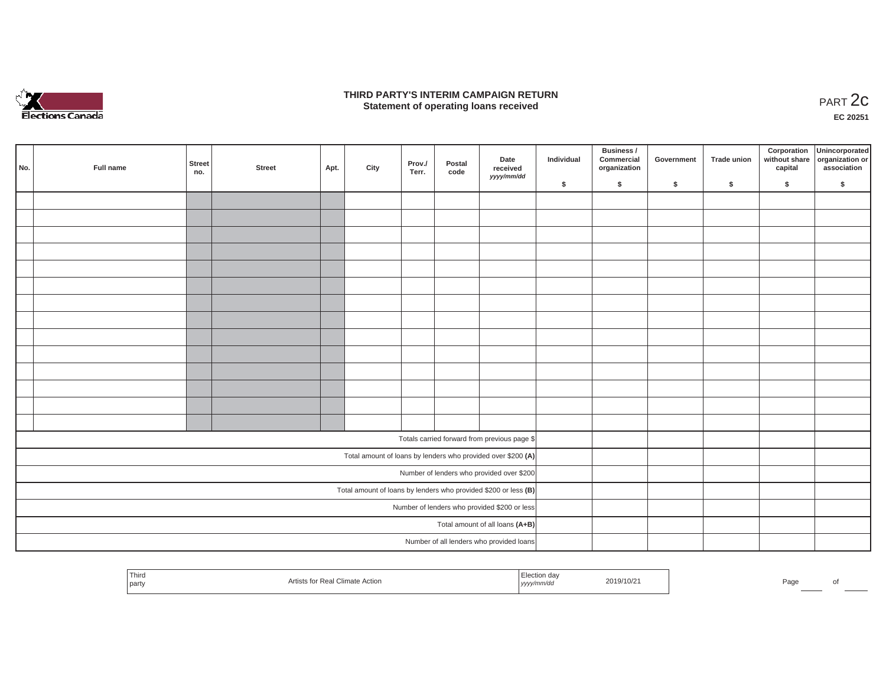# THIRD PARTY'S INTERIM CAMPAIGN RETURN
## Statement of operating loans received

PART 2c

**EC 20251**

| No. | Full name | Street no. | Street | Apt. | City | Prov./ Terr. | Postal code | Date received *yyyy/mm/dd* | Individual $ | Business / Commercial organization $ | Government $ | Trade union $ | Corporation without share capital $ | Unincorporated organization or association $ |
|---|---|---|---|---|---|---|---|---|---|---|---|---|---|---|
| | | | | | | | | | | | | | | |
| | | | | | | | | | | | | | | |
| | | | | | | | | | | | | | | |
| | | | | | | | | | | | | | | |
| | | | | | | | | | | | | | | |
| | | | | | | | | | | | | | | |
| | | | | | | | | | | | | | | |
| | | | | | | | | | | | | | | |
| | | | | | | | | | | | | | | |
| | | | | | | | | | | | | | | |
| | | | | | | | | | | | | | | |
| | | | | | | | | | | | | | | |
| | | | | | | | | | | | | | | |
| | | | | | | | | | | | | | | |
| Totals carried forward from previous page $ | | | | | | | | | | | | | | |
| Total amount of loans by lenders who provided over $200 **(A)** | | | | | | | | | | | | | | |
| Number of lenders who provided over $200 | | | | | | | | | | | | | | |
| Total amount of loans by lenders who provided $200 or less **(B)** | | | | | | | | | | | | | | |
| Number of lenders who provided $200 or less | | | | | | | | | | | | | | |
| Total amount of all loans **(A+B)** | | | | | | | | | | | | | | |
| Number of all lenders who provided loans | | | | | | | | | | | | | | |

| Third party | Artists for Real Climate Action | Election day *yyyy/mm/dd* | 2019/10/21 |
|---|---|---|---|

Page ____ of ____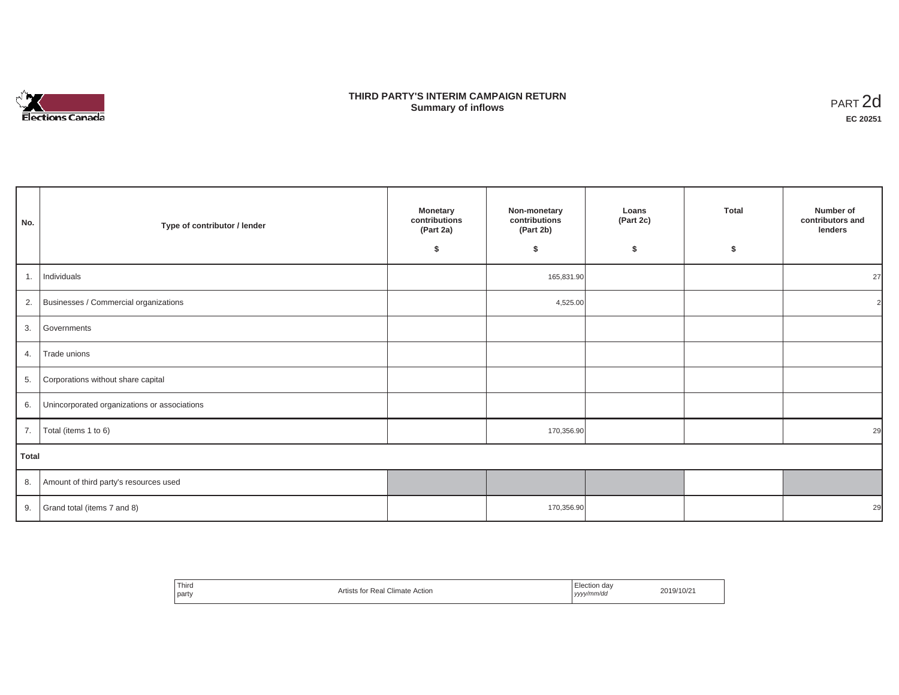# THIRD PARTY'S INTERIM CAMPAIGN RETURN
## Summary of inflows

PART 2d

**EC 20251**

| No. | Type of contributor / lender | Monetary contributions (Part 2a) $ | Non-monetary contributions (Part 2b) $ | Loans (Part 2c) $ | Total $ | Number of contributors and lenders |
|---|---|---|---|---|---|---|
| 1. | Individuals | | 165,831.90 | | | 27 |
| 2. | Businesses / Commercial organizations | | 4,525.00 | | | 2 |
| 3. | Governments | | | | | |
| 4. | Trade unions | | | | | |
| 5. | Corporations without share capital | | | | | |
| 6. | Unincorporated organizations or associations | | | | | |
| 7. | Total (items 1 to 6) | | 170,356.90 | | | 29 |
| **Total** | | | | | | |
| 8. | Amount of third party's resources used | | | | | |
| 9. | Grand total (items 7 and 8) | | 170,356.90 | | | 29 |

| Third party | Artists for Real Climate Action | Election day *yyyy/mm/dd* | 2019/10/21 |
|---|---|---|---|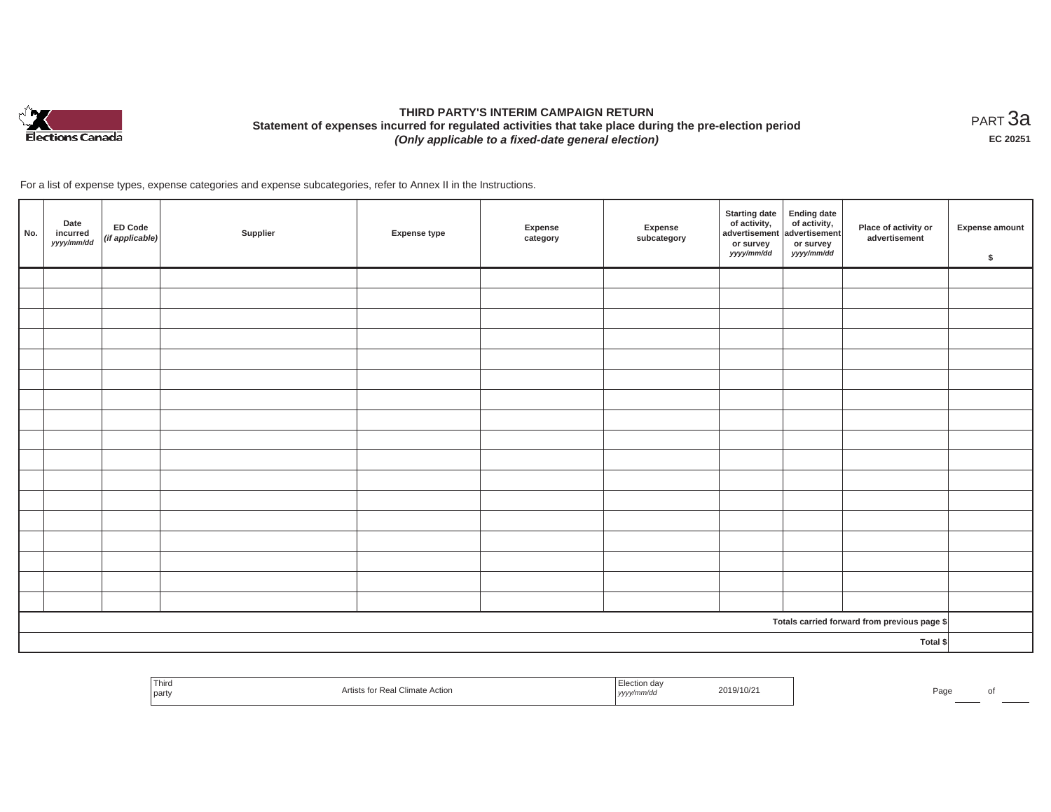# THIRD PARTY'S INTERIM CAMPAIGN RETURN

**Statement of expenses incurred for regulated activities that take place during the pre-election period**

***(Only applicable to a fixed-date general election)***

PART 3a

**EC 20251**

For a list of expense types, expense categories and expense subcategories, refer to Annex II in the Instructions.

| No. | Date incurred *yyyy/mm/dd* | ED Code *(if applicable)* | Supplier | Expense type | Expense category | Expense subcategory | Starting date of activity, advertisement or survey *yyyy/mm/dd* | Ending date of activity, advertisement or survey *yyyy/mm/dd* | Place of activity or advertisement | Expense amount $ |
|---|---|---|---|---|---|---|---|---|---|---|
| | | | | | | | | | | |
| | | | | | | | | | | |
| | | | | | | | | | | |
| | | | | | | | | | | |
| | | | | | | | | | | |
| | | | | | | | | | | |
| | | | | | | | | | | |
| | | | | | | | | | | |
| | | | | | | | | | | |
| | | | | | | | | | | |
| | | | | | | | | | | |
| | | | | | | | | | | |
| | | | | | | | | | | |
| | | | | | | | | | | |
| | | | | | | | | | | |
| | | | | | | | | | | |
| | | | | | | | | | | |
| | | | | | | | | | Totals carried forward from previous page $ | |
| | | | | | | | | | Total $ | |

| Third party | Artists for Real Climate Action | Election day *yyyy/mm/dd* | 2019/10/21 |
|---|---|---|---|

Page ____ of ____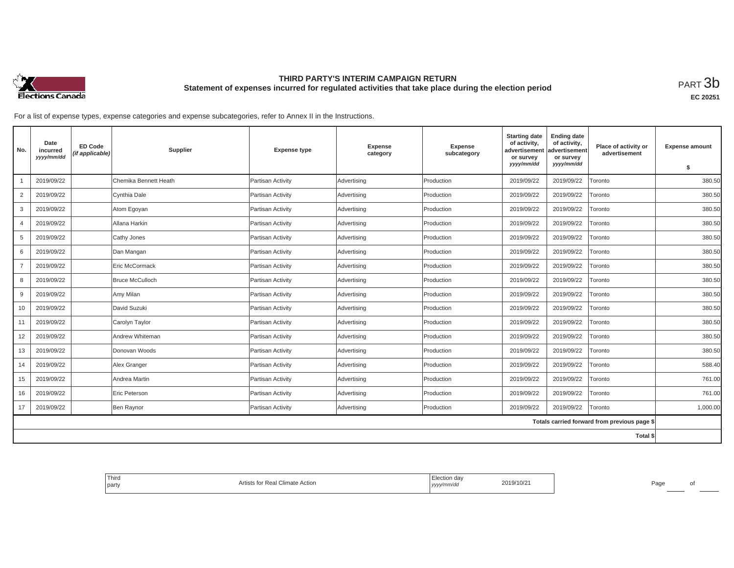# THIRD PARTY'S INTERIM CAMPAIGN RETURN

## Statement of expenses incurred for regulated activities that take place during the election period

PART 3b

EC 20251

For a list of expense types, expense categories and expense subcategories, refer to Annex II in the Instructions.

| No. | Date incurred *yyyy/mm/dd* | ED Code *(if applicable)* | Supplier | Expense type | Expense category | Expense subcategory | Starting date of activity, advertisement or survey *yyyy/mm/dd* | Ending date of activity, advertisement or survey *yyyy/mm/dd* | Place of activity or advertisement | Expense amount $ |
|---|---|---|---|---|---|---|---|---|---|---|
| 1 | 2019/09/22 | | Chemika Bennett Heath | Partisan Activity | Advertising | Production | 2019/09/22 | 2019/09/22 | Toronto | 380.50 |
| 2 | 2019/09/22 | | Cynthia Dale | Partisan Activity | Advertising | Production | 2019/09/22 | 2019/09/22 | Toronto | 380.50 |
| 3 | 2019/09/22 | | Atom Egoyan | Partisan Activity | Advertising | Production | 2019/09/22 | 2019/09/22 | Toronto | 380.50 |
| 4 | 2019/09/22 | | Allana Harkin | Partisan Activity | Advertising | Production | 2019/09/22 | 2019/09/22 | Toronto | 380.50 |
| 5 | 2019/09/22 | | Cathy Jones | Partisan Activity | Advertising | Production | 2019/09/22 | 2019/09/22 | Toronto | 380.50 |
| 6 | 2019/09/22 | | Dan Mangan | Partisan Activity | Advertising | Production | 2019/09/22 | 2019/09/22 | Toronto | 380.50 |
| 7 | 2019/09/22 | | Eric McCormack | Partisan Activity | Advertising | Production | 2019/09/22 | 2019/09/22 | Toronto | 380.50 |
| 8 | 2019/09/22 | | Bruce McCulloch | Partisan Activity | Advertising | Production | 2019/09/22 | 2019/09/22 | Toronto | 380.50 |
| 9 | 2019/09/22 | | Amy Milan | Partisan Activity | Advertising | Production | 2019/09/22 | 2019/09/22 | Toronto | 380.50 |
| 10 | 2019/09/22 | | David Suzuki | Partisan Activity | Advertising | Production | 2019/09/22 | 2019/09/22 | Toronto | 380.50 |
| 11 | 2019/09/22 | | Carolyn Taylor | Partisan Activity | Advertising | Production | 2019/09/22 | 2019/09/22 | Toronto | 380.50 |
| 12 | 2019/09/22 | | Andrew Whiteman | Partisan Activity | Advertising | Production | 2019/09/22 | 2019/09/22 | Toronto | 380.50 |
| 13 | 2019/09/22 | | Donovan Woods | Partisan Activity | Advertising | Production | 2019/09/22 | 2019/09/22 | Toronto | 380.50 |
| 14 | 2019/09/22 | | Alex Granger | Partisan Activity | Advertising | Production | 2019/09/22 | 2019/09/22 | Toronto | 588.40 |
| 15 | 2019/09/22 | | Andrea Martin | Partisan Activity | Advertising | Production | 2019/09/22 | 2019/09/22 | Toronto | 761.00 |
| 16 | 2019/09/22 | | Eric Peterson | Partisan Activity | Advertising | Production | 2019/09/22 | 2019/09/22 | Toronto | 761.00 |
| 17 | 2019/09/22 | | Ben Raynor | Partisan Activity | Advertising | Production | 2019/09/22 | 2019/09/22 | Toronto | 1,000.00 |
| | | | | | | | | | Totals carried forward from previous page $ | |
| | | | | | | | | | Total $ | |

| Third party | Artists for Real Climate Action | Election day *yyyy/mm/dd* | 2019/10/21 |
|---|---|---|---|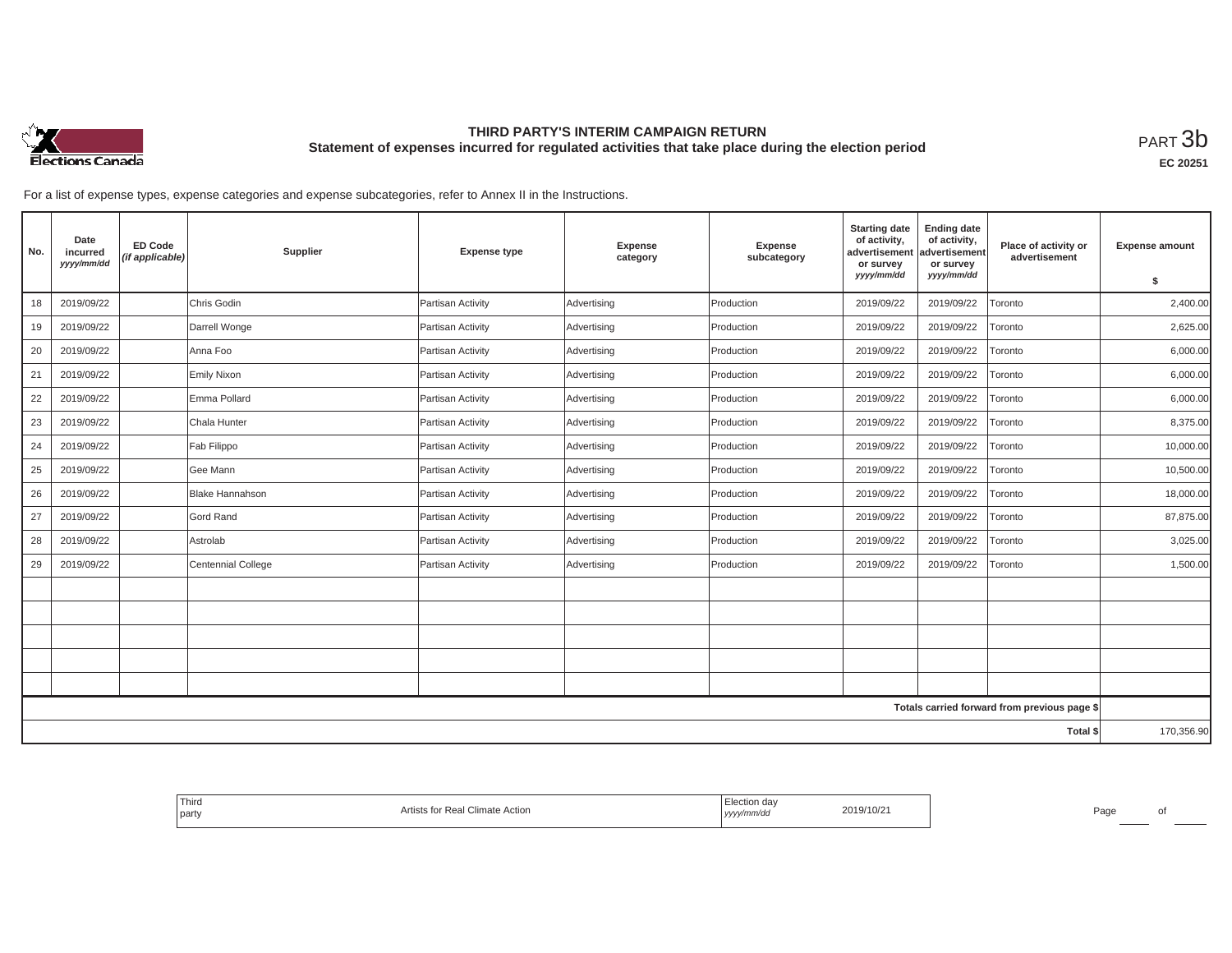# THIRD PARTY'S INTERIM CAMPAIGN RETURN

## Statement of expenses incurred for regulated activities that take place during the election period

PART 3b

**EC 20251**

For a list of expense types, expense categories and expense subcategories, refer to Annex II in the Instructions.

| No. | Date incurred *yyyy/mm/dd* | ED Code *(if applicable)* | Supplier | Expense type | Expense category | Expense subcategory | Starting date of activity, advertisement or survey *yyyy/mm/dd* | Ending date of activity, advertisement or survey *yyyy/mm/dd* | Place of activity or advertisement | Expense amount $ |
|---|---|---|---|---|---|---|---|---|---|---|
| 18 | 2019/09/22 | | Chris Godin | Partisan Activity | Advertising | Production | 2019/09/22 | 2019/09/22 | Toronto | 2,400.00 |
| 19 | 2019/09/22 | | Darrell Wonge | Partisan Activity | Advertising | Production | 2019/09/22 | 2019/09/22 | Toronto | 2,625.00 |
| 20 | 2019/09/22 | | Anna Foo | Partisan Activity | Advertising | Production | 2019/09/22 | 2019/09/22 | Toronto | 6,000.00 |
| 21 | 2019/09/22 | | Emily Nixon | Partisan Activity | Advertising | Production | 2019/09/22 | 2019/09/22 | Toronto | 6,000.00 |
| 22 | 2019/09/22 | | Emma Pollard | Partisan Activity | Advertising | Production | 2019/09/22 | 2019/09/22 | Toronto | 6,000.00 |
| 23 | 2019/09/22 | | Chala Hunter | Partisan Activity | Advertising | Production | 2019/09/22 | 2019/09/22 | Toronto | 8,375.00 |
| 24 | 2019/09/22 | | Fab Filippo | Partisan Activity | Advertising | Production | 2019/09/22 | 2019/09/22 | Toronto | 10,000.00 |
| 25 | 2019/09/22 | | Gee Mann | Partisan Activity | Advertising | Production | 2019/09/22 | 2019/09/22 | Toronto | 10,500.00 |
| 26 | 2019/09/22 | | Blake Hannahson | Partisan Activity | Advertising | Production | 2019/09/22 | 2019/09/22 | Toronto | 18,000.00 |
| 27 | 2019/09/22 | | Gord Rand | Partisan Activity | Advertising | Production | 2019/09/22 | 2019/09/22 | Toronto | 87,875.00 |
| 28 | 2019/09/22 | | Astrolab | Partisan Activity | Advertising | Production | 2019/09/22 | 2019/09/22 | Toronto | 3,025.00 |
| 29 | 2019/09/22 | | Centennial College | Partisan Activity | Advertising | Production | 2019/09/22 | 2019/09/22 | Toronto | 1,500.00 |
| | | | | | | | | | | |
| | | | | | | | | | | |
| | | | | | | | | | | |
| | | | | | | | | | | |
| | | | | | | | | | | |
| | | | | | | | | | Totals carried forward from previous page $ | |
| | | | | | | | | | Total $ | 170,356.90 |

| Third party | Artists for Real Climate Action | Election day *yyyy/mm/dd* | 2019/10/21 |
|---|---|---|---|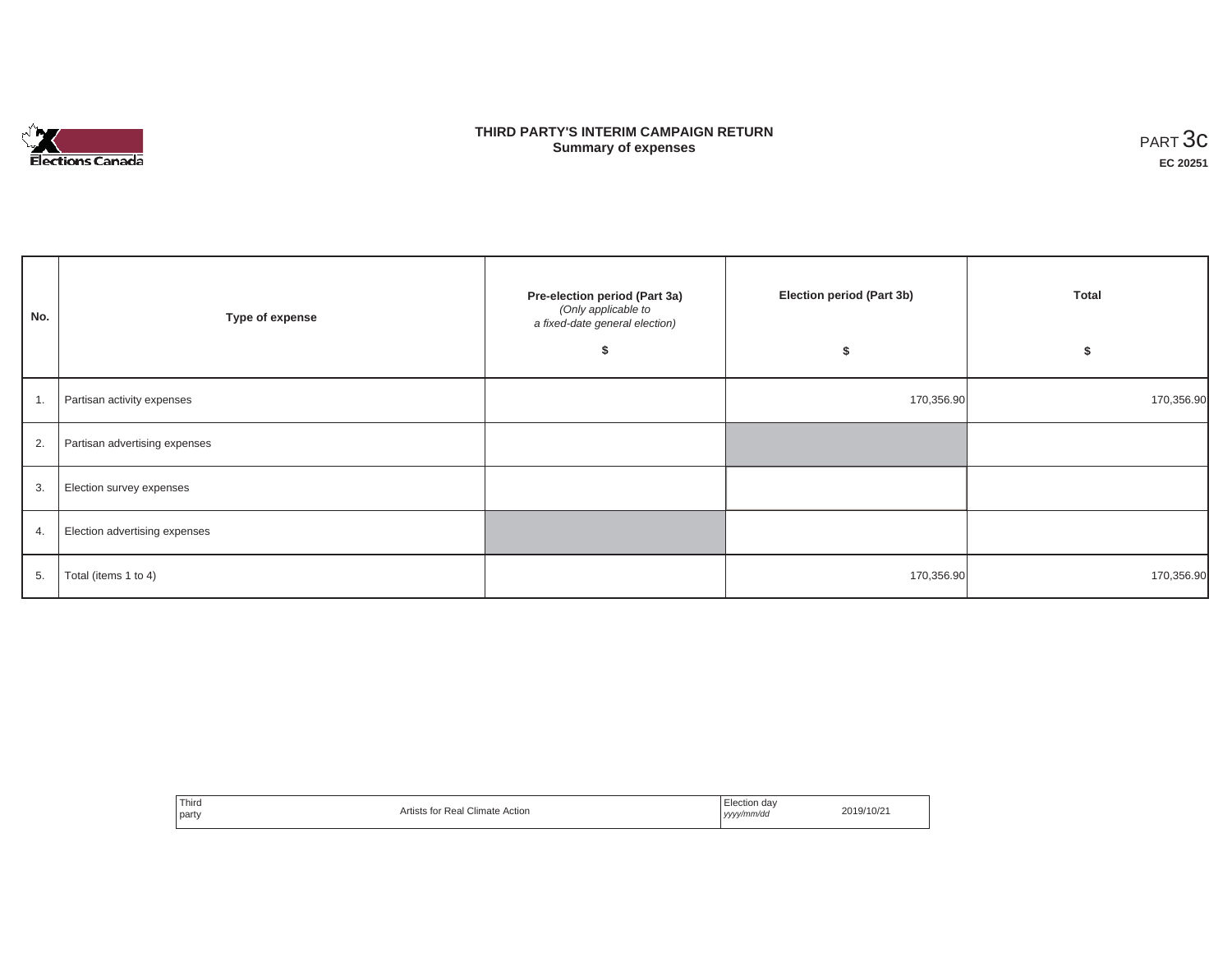# THIRD PARTY'S INTERIM CAMPAIGN RETURN
## Summary of expenses

PART 3c

**EC 20251**

| No. | Type of expense | Pre-election period (Part 3a) *(Only applicable to a fixed-date general election)* $ | Election period (Part 3b) $ | Total $ |
|---|---|---|---|---|
| 1. | Partisan activity expenses | | 170,356.90 | 170,356.90 |
| 2. | Partisan advertising expenses | | | |
| 3. | Election survey expenses | | | |
| 4. | Election advertising expenses | | | |
| 5. | Total (items 1 to 4) | | 170,356.90 | 170,356.90 |

| Third party | Artists for Real Climate Action | Election day *yyyy/mm/dd* | 2019/10/21 |
|---|---|---|---|